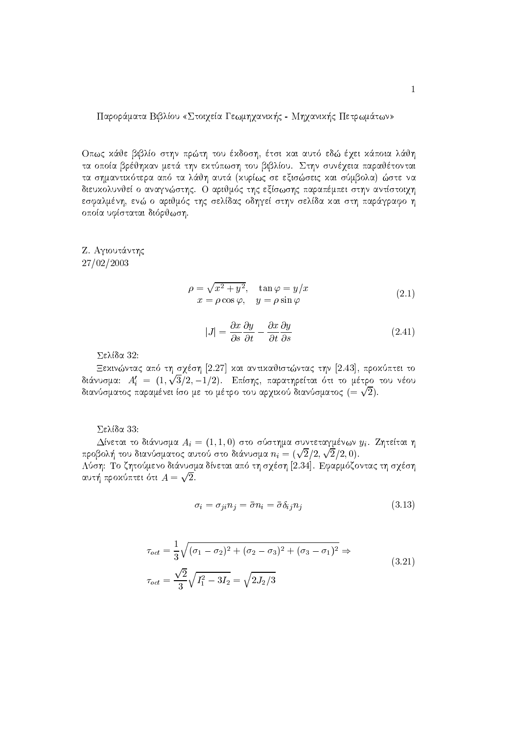Παροράματα Βιβλίου «Στοιχεία Γεωμηχανικής - Μηχανικής Πετρωμάτων»

Οπως κάθε βιβλίο στην πρώτη του έκδοση, έτσι και αυτό εδώ έχει κάποια λάθη τα οποία βρέθηκαν μετά την εκτύπωση του βιβλίου. Στην συνέχεια παραθέτονται τα σημαντικότερα από τα λάθη αυτά (κυρίως σε εξισώσεις και σύμβολα) ώστε να διευκολυνθεί ο αναγνώστης. Ο αριθμός της εξίσωσης παραπέμπει στην αντίστοιχη εσφαλμένη, ενώ ο αριθμός της σελίδας οδηγεί στην σελίδα και στη παράγραφο η οποία υφίσταται διόρθωση.

Ζ. Αγιουτάντης
27/02/2003

$$
\begin{aligned}
\rho = \sqrt{x^2+y^2}, \quad \tan\varphi = y/x \\
x = \rho\cos\varphi, \quad y = \rho\sin\varphi
\end{aligned}
\tag{2.1}
$$

$$
|J| = \frac{\partial x}{\partial s}\frac{\partial y}{\partial t} - \frac{\partial x}{\partial t}\frac{\partial y}{\partial s} \tag{2.41}
$$

Σελίδα 32:

Ξεκινώντας από τη σχέση [2.27] και αντικαθιστώντας την [2.43], προκύπτει το διάνυσμα: $A_i' = (1, \sqrt{3}/2, -1/2)$. Επίσης, παρατηρείται ότι το μέτρο του νέου διανύσματος παραμένει ίσο με το μέτρο του αρχικού διανύσματος ($= \sqrt{2}$).

Σελίδα 33:

Δίνεται το διάνυσμα $A_i = (1,1,0)$ στο σύστημα συντεταγμένων $y_i$. Ζητείται η προβολή του διανύσματος αυτού στο διάνυσμα $n_i = (\sqrt{2}/2, \sqrt{2}/2, 0)$.
Λύση: Το ζητούμενο διάνυσμα δίνεται από τη σχέση [2.34]. Εφαρμόζοντας τη σχέση αυτή προκύπτει ότι $A = \sqrt{2}$.

$$
\sigma_i = \sigma_{ji} n_j = \bar{\sigma} n_i = \bar{\sigma}\delta_{ij} n_j \tag{3.13}
$$

$$
\begin{aligned}
\tau_{oct} &= \frac{1}{3}\sqrt{(\sigma_1-\sigma_2)^2+(\sigma_2-\sigma_3)^2+(\sigma_3-\sigma_1)^2} \Rightarrow \\
\tau_{oct} &= \frac{\sqrt{2}}{3}\sqrt{I_1^2 - 3I_2} = \sqrt{2J_2/3}
\end{aligned}
\tag{3.21}
$$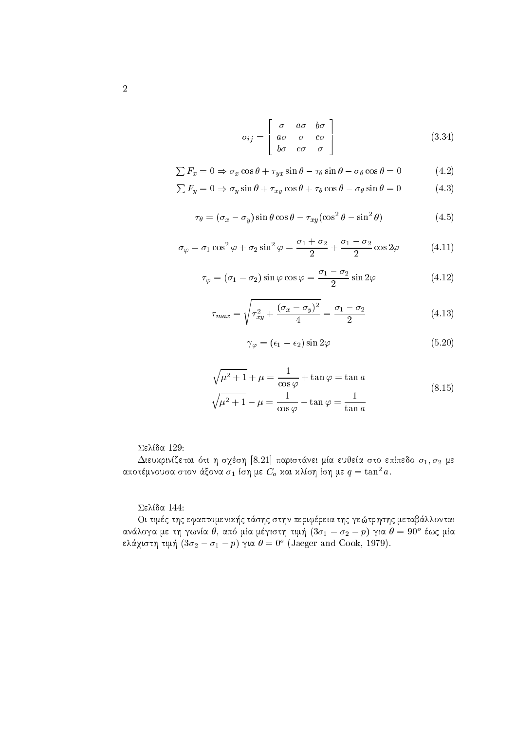$$\sigma_{ij} = \begin{bmatrix} \sigma & a\sigma & b\sigma \\ a\sigma & \sigma & c\sigma \\ b\sigma & c\sigma & \sigma \end{bmatrix} \tag{3.34}$$

$$\sum F_x = 0 \Rightarrow \sigma_x \cos\theta + \tau_{yx} \sin\theta - \tau_\theta \sin\theta - \sigma_\theta \cos\theta = 0 \tag{4.2}$$

$$\sum F_y = 0 \Rightarrow \sigma_y \sin\theta + \tau_{xy} \cos\theta + \tau_\theta \cos\theta - \sigma_\theta \sin\theta = 0 \tag{4.3}$$

$$\tau_\theta = (\sigma_x - \sigma_y)\sin\theta\cos\theta - \tau_{xy}(\cos^2\theta - \sin^2\theta) \tag{4.5}$$

$$\sigma_\varphi = \sigma_1 \cos^2\varphi + \sigma_2 \sin^2\varphi = \frac{\sigma_1 + \sigma_2}{2} + \frac{\sigma_1 - \sigma_2}{2}\cos 2\varphi \tag{4.11}$$

$$\tau_\varphi = (\sigma_1 - \sigma_2)\sin\varphi\cos\varphi = \frac{\sigma_1 - \sigma_2}{2}\sin 2\varphi \tag{4.12}$$

$$\tau_{max} = \sqrt{\tau_{xy}^2 + \frac{(\sigma_x - \sigma_y)^2}{4}} = \frac{\sigma_1 - \sigma_2}{2} \tag{4.13}$$

$$\gamma_\varphi = (\epsilon_1 - \epsilon_2)\sin 2\varphi \tag{5.20}$$

$$\begin{aligned} \sqrt{\mu^2 + 1} + \mu &= \frac{1}{\cos\varphi} + \tan\varphi = \tan a \\ \sqrt{\mu^2 + 1} - \mu &= \frac{1}{\cos\varphi} - \tan\varphi = \frac{1}{\tan a} \end{aligned} \tag{8.15}$$

Σελίδα 129:

Διευκρινίζεται ότι η σχέση [8.21] παριστάνει μία ευθεία στο επίπεδο $\sigma_1, \sigma_2$ με αποτέμνουσα στον άξονα $\sigma_1$ ίση με $C_o$ και κλίση ίση με $q = \tan^2 a$.

Σελίδα 144:

Οι τιμές της εφαπτομενικής τάσης στην περιφέρεια της γεώτρησης μεταβάλλονται ανάλογα με τη γωνία $\theta$, από μία μέγιστη τιμή $(3\sigma_1 - \sigma_2 - p)$ για $\theta = 90^o$ έως μία ελάχιστη τιμή $(3\sigma_2 - \sigma_1 - p)$ για $\theta = 0^o$ (Jaeger and Cook, 1979).